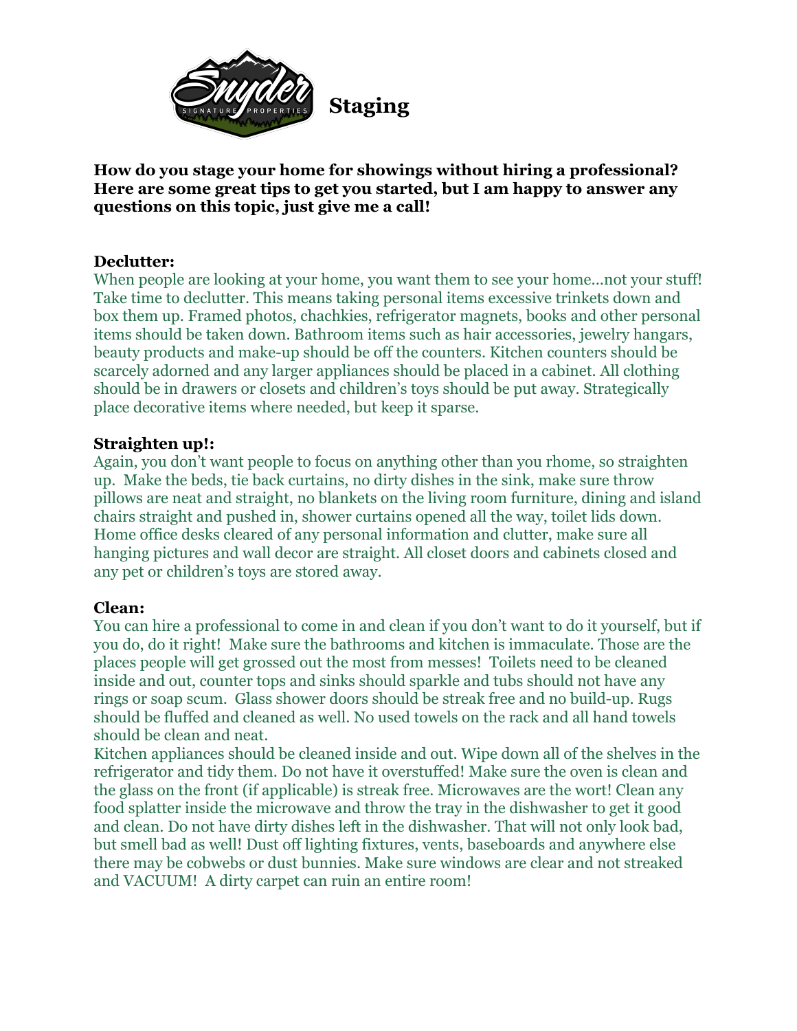# Staging

**How do you stage your home for showings without hiring a professional? Here are some great tips to get you started, but I am happy to answer any questions on this topic, just give me a call!**

**Declutter:**

When people are looking at your home, you want them to see your home...not your stuff! Take time to declutter. This means taking personal items excessive trinkets down and box them up. Framed photos, chachkies, refrigerator magnets, books and other personal items should be taken down. Bathroom items such as hair accessories, jewelry hangars, beauty products and make-up should be off the counters. Kitchen counters should be scarcely adorned and any larger appliances should be placed in a cabinet. All clothing should be in drawers or closets and children's toys should be put away. Strategically place decorative items where needed, but keep it sparse.

**Straighten up!:**

Again, you don't want people to focus on anything other than you rhome, so straighten up. Make the beds, tie back curtains, no dirty dishes in the sink, make sure throw pillows are neat and straight, no blankets on the living room furniture, dining and island chairs straight and pushed in, shower curtains opened all the way, toilet lids down. Home office desks cleared of any personal information and clutter, make sure all hanging pictures and wall decor are straight. All closet doors and cabinets closed and any pet or children's toys are stored away.

**Clean:**

You can hire a professional to come in and clean if you don't want to do it yourself, but if you do, do it right! Make sure the bathrooms and kitchen is immaculate. Those are the places people will get grossed out the most from messes! Toilets need to be cleaned inside and out, counter tops and sinks should sparkle and tubs should not have any rings or soap scum. Glass shower doors should be streak free and no build-up. Rugs should be fluffed and cleaned as well. No used towels on the rack and all hand towels should be clean and neat.

Kitchen appliances should be cleaned inside and out. Wipe down all of the shelves in the refrigerator and tidy them. Do not have it overstuffed! Make sure the oven is clean and the glass on the front (if applicable) is streak free. Microwaves are the wort! Clean any food splatter inside the microwave and throw the tray in the dishwasher to get it good and clean. Do not have dirty dishes left in the dishwasher. That will not only look bad, but smell bad as well! Dust off lighting fixtures, vents, baseboards and anywhere else there may be cobwebs or dust bunnies. Make sure windows are clear and not streaked and VACUUM! A dirty carpet can ruin an entire room!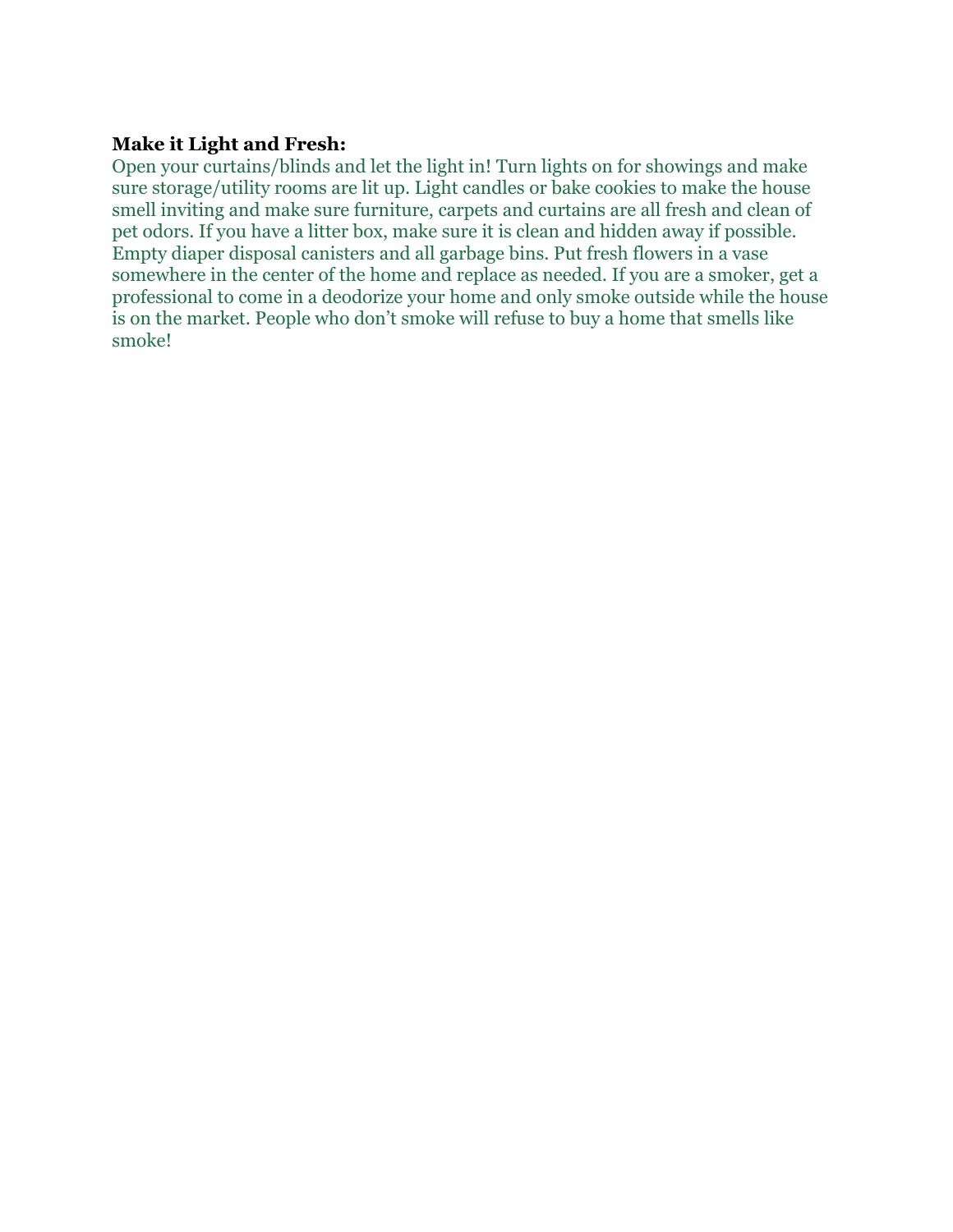**Make it Light and Fresh:**

Open your curtains/blinds and let the light in! Turn lights on for showings and make sure storage/utility rooms are lit up. Light candles or bake cookies to make the house smell inviting and make sure furniture, carpets and curtains are all fresh and clean of pet odors. If you have a litter box, make sure it is clean and hidden away if possible. Empty diaper disposal canisters and all garbage bins. Put fresh flowers in a vase somewhere in the center of the home and replace as needed. If you are a smoker, get a professional to come in a deodorize your home and only smoke outside while the house is on the market. People who don't smoke will refuse to buy a home that smells like smoke!